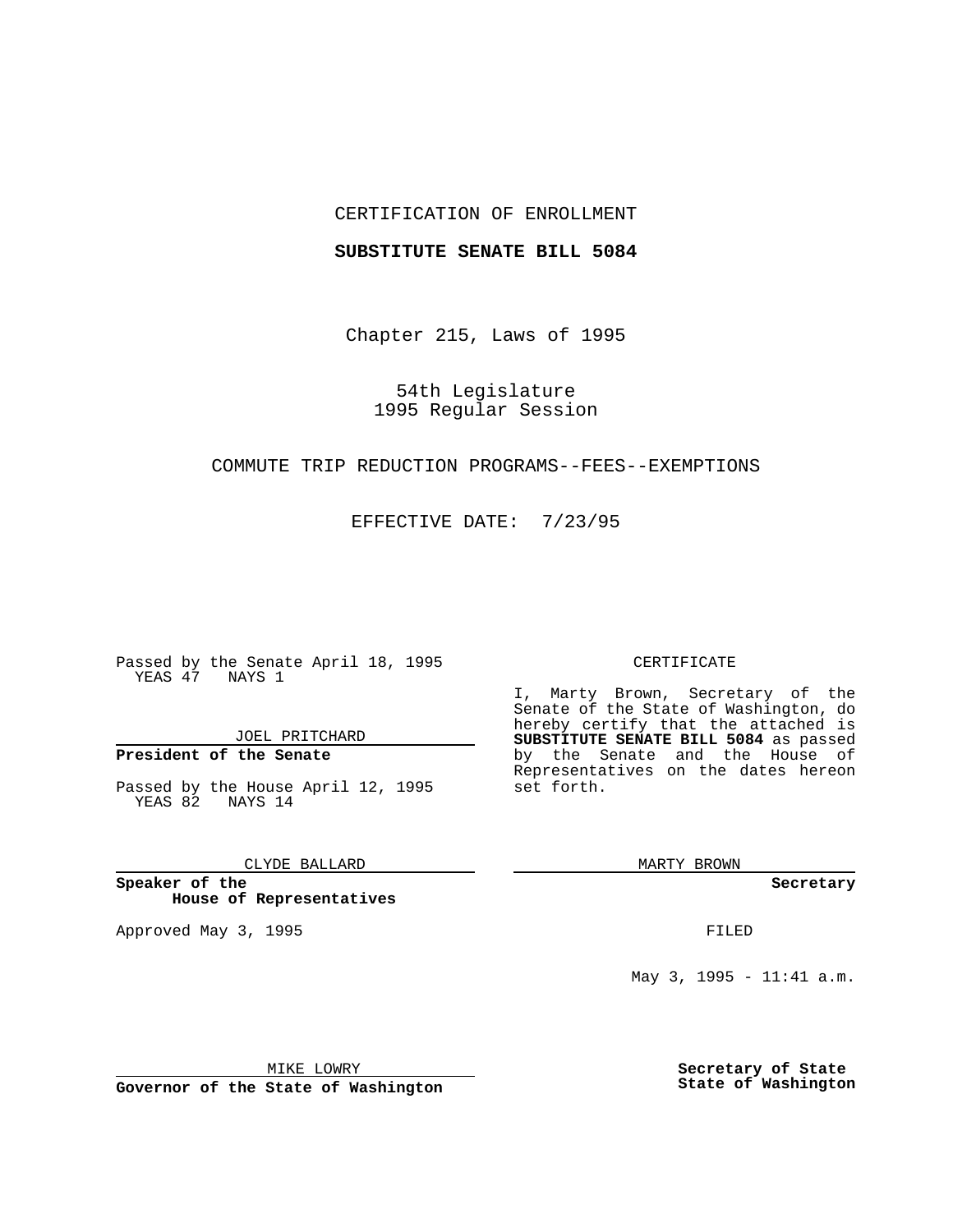CERTIFICATION OF ENROLLMENT

**SUBSTITUTE SENATE BILL 5084**

Chapter 215, Laws of 1995

54th Legislature
1995 Regular Session

COMMUTE TRIP REDUCTION PROGRAMS--FEES--EXEMPTIONS

EFFECTIVE DATE: 7/23/95

Passed by the Senate April 18, 1995
YEAS 47 NAYS 1

JOEL PRITCHARD

**President of the Senate**

Passed by the House April 12, 1995
YEAS 82 NAYS 14

CLYDE BALLARD

**Speaker of the House of Representatives**

Approved May 3, 1995

MIKE LOWRY

**Governor of the State of Washington**

CERTIFICATE

I, Marty Brown, Secretary of the Senate of the State of Washington, do hereby certify that the attached is **SUBSTITUTE SENATE BILL 5084** as passed by the Senate and the House of Representatives on the dates hereon set forth.

MARTY BROWN

**Secretary**

FILED

May 3, 1995 - 11:41 a.m.

**Secretary of State**
**State of Washington**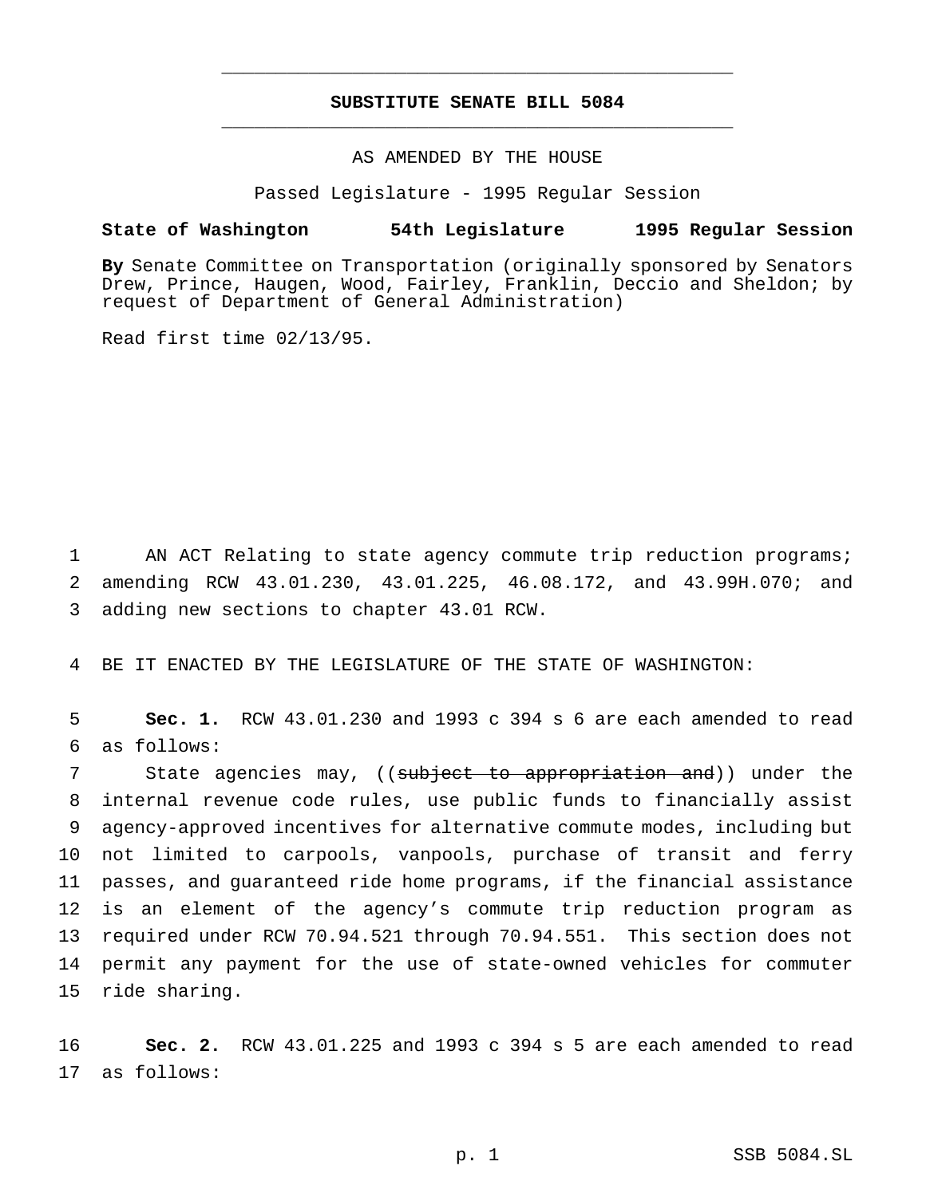# SUBSTITUTE SENATE BILL 5084

AS AMENDED BY THE HOUSE

Passed Legislature - 1995 Regular Session

**State of Washington 54th Legislature 1995 Regular Session**

**By** Senate Committee on Transportation (originally sponsored by Senators Drew, Prince, Haugen, Wood, Fairley, Franklin, Deccio and Sheldon; by request of Department of General Administration)

Read first time 02/13/95.

AN ACT Relating to state agency commute trip reduction programs; amending RCW 43.01.230, 43.01.225, 46.08.172, and 43.99H.070; and adding new sections to chapter 43.01 RCW.

BE IT ENACTED BY THE LEGISLATURE OF THE STATE OF WASHINGTON:

**Sec. 1.** RCW 43.01.230 and 1993 c 394 s 6 are each amended to read as follows:

State agencies may, ((~~subject to appropriation and~~)) under the internal revenue code rules, use public funds to financially assist agency-approved incentives for alternative commute modes, including but not limited to carpools, vanpools, purchase of transit and ferry passes, and guaranteed ride home programs, if the financial assistance is an element of the agency's commute trip reduction program as required under RCW 70.94.521 through 70.94.551. This section does not permit any payment for the use of state-owned vehicles for commuter ride sharing.

**Sec. 2.** RCW 43.01.225 and 1993 c 394 s 5 are each amended to read as follows: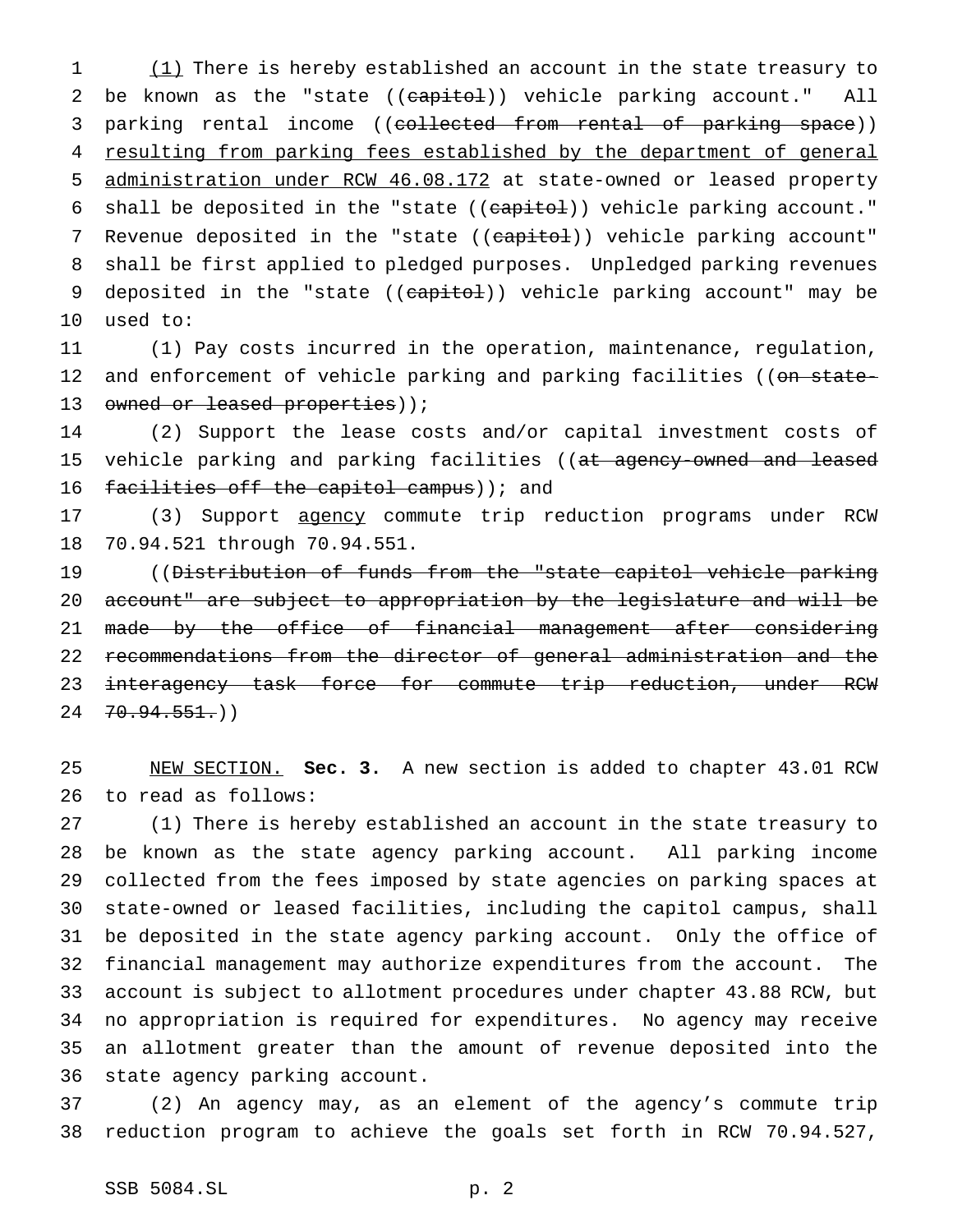(1) There is hereby established an account in the state treasury to be known as the "state ((~~capitol~~)) vehicle parking account." All parking rental income ((~~collected from rental of parking space~~)) resulting from parking fees established by the department of general administration under RCW 46.08.172 at state-owned or leased property shall be deposited in the "state ((~~capitol~~)) vehicle parking account." Revenue deposited in the "state ((~~capitol~~)) vehicle parking account" shall be first applied to pledged purposes. Unpledged parking revenues deposited in the "state ((~~capitol~~)) vehicle parking account" may be used to:

(1) Pay costs incurred in the operation, maintenance, regulation, and enforcement of vehicle parking and parking facilities ((~~on state-owned or leased properties~~));

(2) Support the lease costs and/or capital investment costs of vehicle parking and parking facilities ((~~at agency-owned and leased facilities off the capitol campus~~)); and

(3) Support agency commute trip reduction programs under RCW 70.94.521 through 70.94.551.

((~~Distribution of funds from the "state capitol vehicle parking account" are subject to appropriation by the legislature and will be made by the office of financial management after considering recommendations from the director of general administration and the interagency task force for commute trip reduction, under RCW 70.94.551.~~))

NEW SECTION. **Sec. 3.** A new section is added to chapter 43.01 RCW to read as follows:

(1) There is hereby established an account in the state treasury to be known as the state agency parking account. All parking income collected from the fees imposed by state agencies on parking spaces at state-owned or leased facilities, including the capitol campus, shall be deposited in the state agency parking account. Only the office of financial management may authorize expenditures from the account. The account is subject to allotment procedures under chapter 43.88 RCW, but no appropriation is required for expenditures. No agency may receive an allotment greater than the amount of revenue deposited into the state agency parking account.

(2) An agency may, as an element of the agency's commute trip reduction program to achieve the goals set forth in RCW 70.94.527,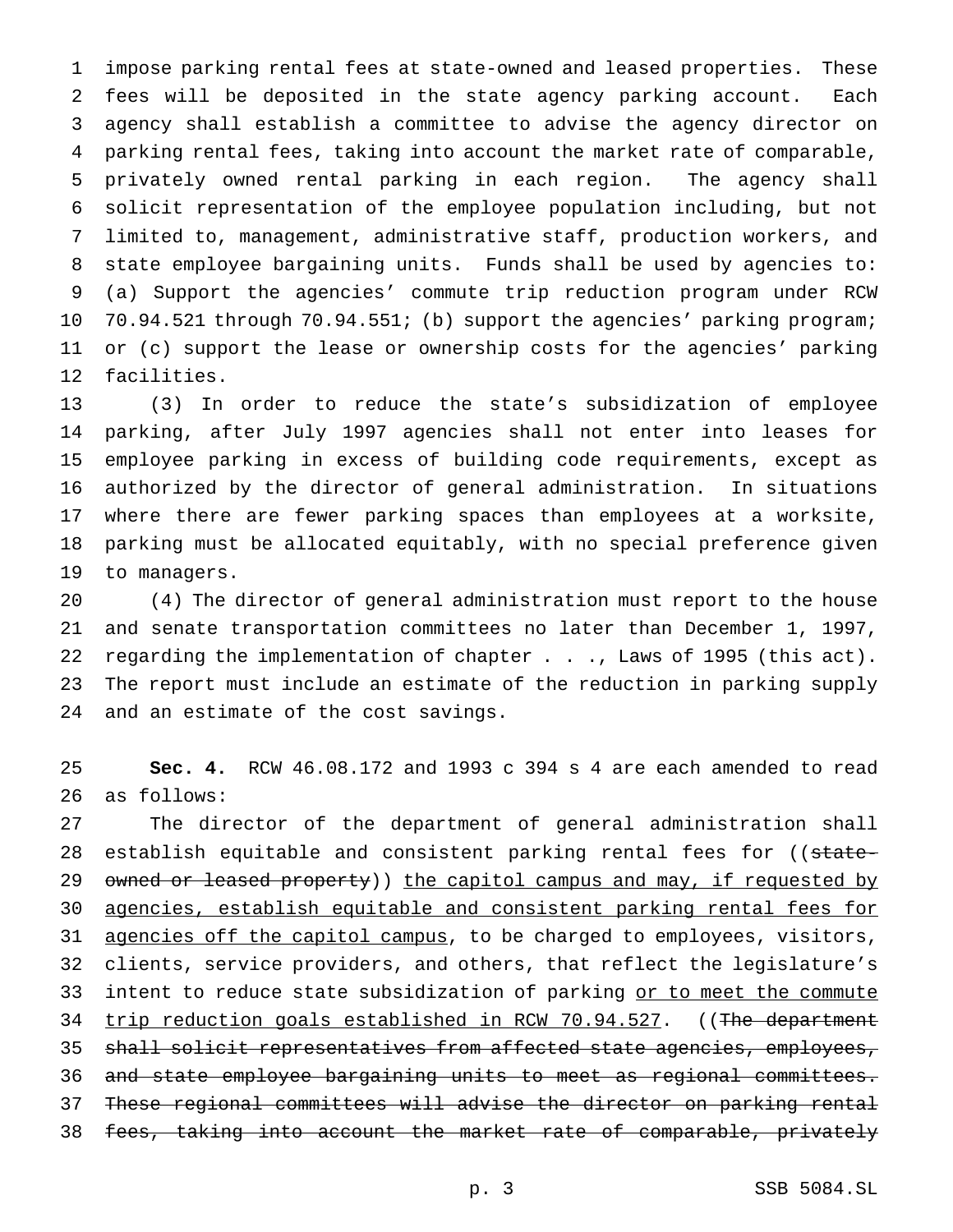impose parking rental fees at state-owned and leased properties. These fees will be deposited in the state agency parking account. Each agency shall establish a committee to advise the agency director on parking rental fees, taking into account the market rate of comparable, privately owned rental parking in each region. The agency shall solicit representation of the employee population including, but not limited to, management, administrative staff, production workers, and state employee bargaining units. Funds shall be used by agencies to: (a) Support the agencies' commute trip reduction program under RCW 70.94.521 through 70.94.551; (b) support the agencies' parking program; or (c) support the lease or ownership costs for the agencies' parking facilities.

(3) In order to reduce the state's subsidization of employee parking, after July 1997 agencies shall not enter into leases for employee parking in excess of building code requirements, except as authorized by the director of general administration. In situations where there are fewer parking spaces than employees at a worksite, parking must be allocated equitably, with no special preference given to managers.

(4) The director of general administration must report to the house and senate transportation committees no later than December 1, 1997, regarding the implementation of chapter . . ., Laws of 1995 (this act). The report must include an estimate of the reduction in parking supply and an estimate of the cost savings.

**Sec. 4.** RCW 46.08.172 and 1993 c 394 s 4 are each amended to read as follows:

The director of the department of general administration shall establish equitable and consistent parking rental fees for ((~~state-owned or leased property~~)) <u>the capitol campus and may, if requested by agencies, establish equitable and consistent parking rental fees for agencies off the capitol campus</u>, to be charged to employees, visitors, clients, service providers, and others, that reflect the legislature's intent to reduce state subsidization of parking <u>or to meet the commute trip reduction goals established in RCW 70.94.527</u>. ((~~The department shall solicit representatives from affected state agencies, employees, and state employee bargaining units to meet as regional committees. These regional committees will advise the director on parking rental fees, taking into account the market rate of comparable, privately~~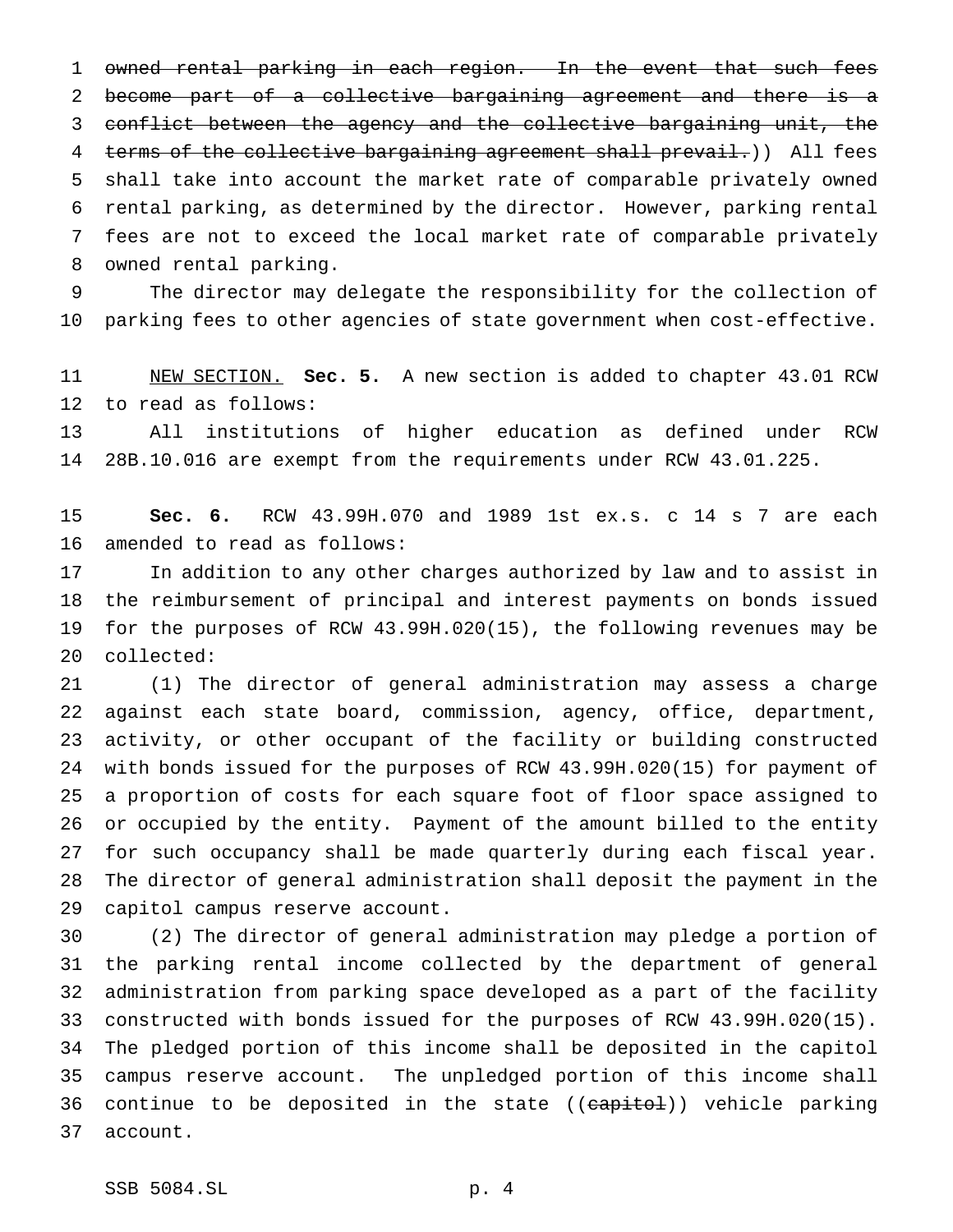~~owned rental parking in each region. In the event that such fees become part of a collective bargaining agreement and there is a conflict between the agency and the collective bargaining unit, the terms of the collective bargaining agreement shall prevail.~~)) All fees shall take into account the market rate of comparable privately owned rental parking, as determined by the director. However, parking rental fees are not to exceed the local market rate of comparable privately owned rental parking.

The director may delegate the responsibility for the collection of parking fees to other agencies of state government when cost-effective.

NEW SECTION. **Sec. 5.** A new section is added to chapter 43.01 RCW to read as follows:

All institutions of higher education as defined under RCW 28B.10.016 are exempt from the requirements under RCW 43.01.225.

**Sec. 6.** RCW 43.99H.070 and 1989 1st ex.s. c 14 s 7 are each amended to read as follows:

In addition to any other charges authorized by law and to assist in the reimbursement of principal and interest payments on bonds issued for the purposes of RCW 43.99H.020(15), the following revenues may be collected:

(1) The director of general administration may assess a charge against each state board, commission, agency, office, department, activity, or other occupant of the facility or building constructed with bonds issued for the purposes of RCW 43.99H.020(15) for payment of a proportion of costs for each square foot of floor space assigned to or occupied by the entity. Payment of the amount billed to the entity for such occupancy shall be made quarterly during each fiscal year. The director of general administration shall deposit the payment in the capitol campus reserve account.

(2) The director of general administration may pledge a portion of the parking rental income collected by the department of general administration from parking space developed as a part of the facility constructed with bonds issued for the purposes of RCW 43.99H.020(15). The pledged portion of this income shall be deposited in the capitol campus reserve account. The unpledged portion of this income shall continue to be deposited in the state ((~~capitol~~)) vehicle parking account.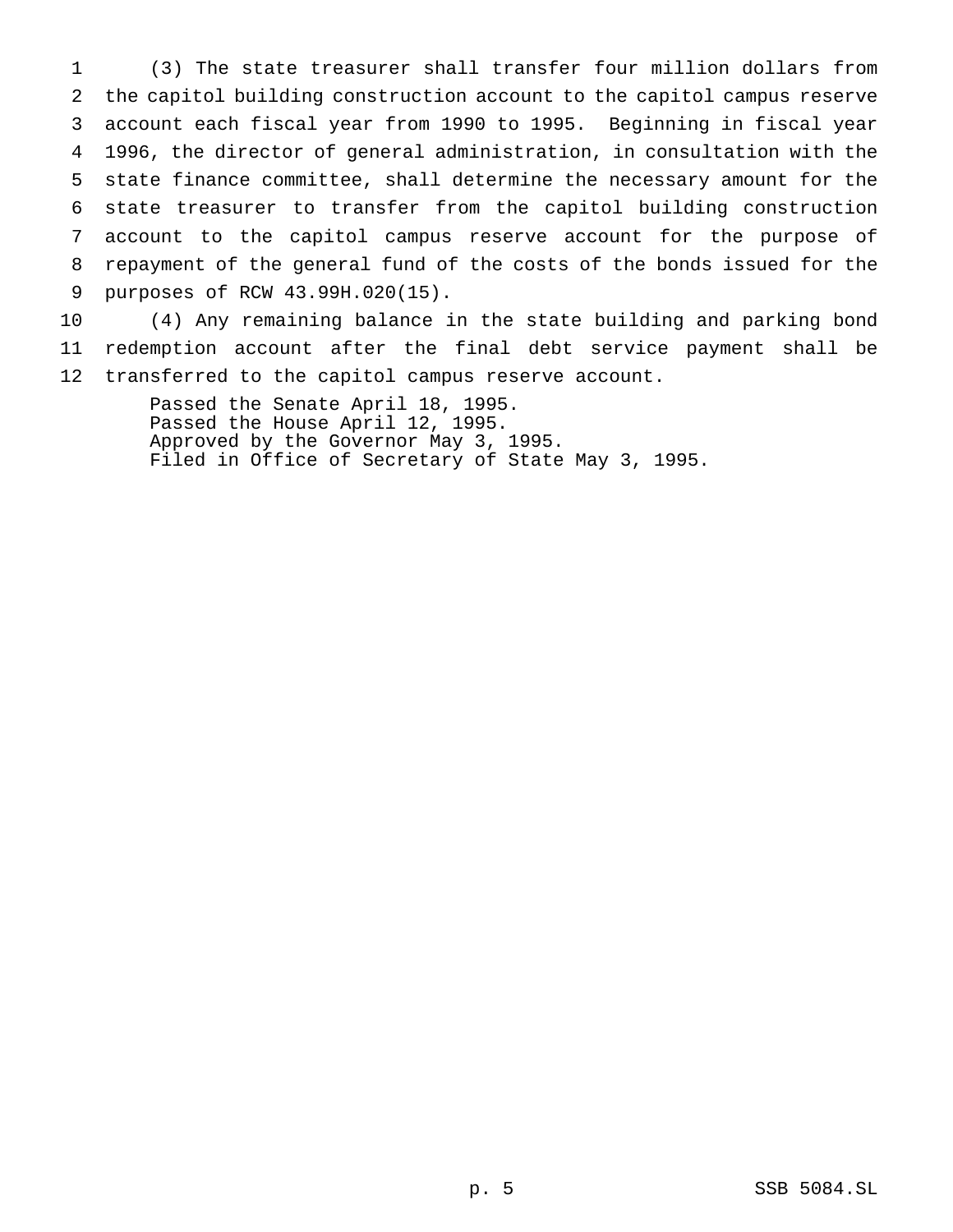(3) The state treasurer shall transfer four million dollars from the capitol building construction account to the capitol campus reserve account each fiscal year from 1990 to 1995. Beginning in fiscal year 1996, the director of general administration, in consultation with the state finance committee, shall determine the necessary amount for the state treasurer to transfer from the capitol building construction account to the capitol campus reserve account for the purpose of repayment of the general fund of the costs of the bonds issued for the purposes of RCW 43.99H.020(15).

(4) Any remaining balance in the state building and parking bond redemption account after the final debt service payment shall be transferred to the capitol campus reserve account.

Passed the Senate April 18, 1995.
Passed the House April 12, 1995.
Approved by the Governor May 3, 1995.
Filed in Office of Secretary of State May 3, 1995.